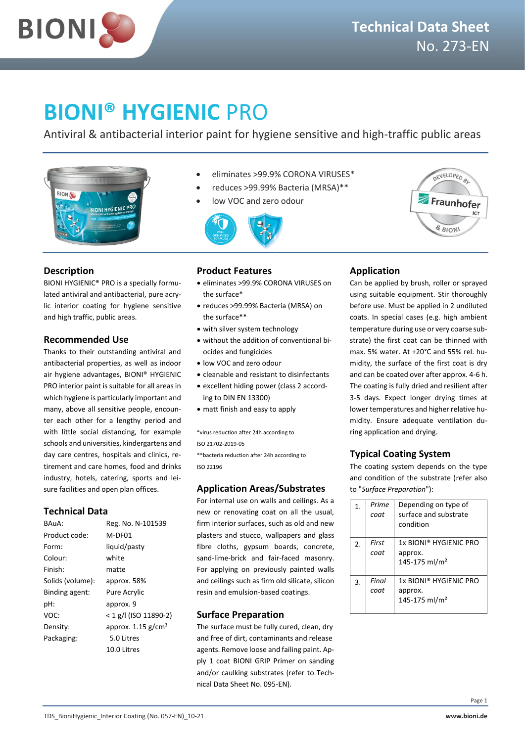# BIONI® HYGIENIC PRO

Antiviral & antibacterial interior paint for hygiene sensitive and high-traffic public areas

- eliminates >99.9% CORONA VIRUSES*
- reduces >99.99% Bacteria (MRSA)**
- low VOC and zero odour

## Description

BIONI HYGIENIC® PRO is a specially formulated antiviral and antibacterial, pure acrylic interior coating for hygiene sensitive and high traffic, public areas.

## Recommended Use

Thanks to their outstanding antiviral and antibacterial properties, as well as indoor air hygiene advantages, BIONI® HYGIENIC PRO interior paint is suitable for all areas in which hygiene is particularly important and many, above all sensitive people, encounter each other for a lengthy period and with little social distancing, for example schools and universities, kindergartens and day care centres, hospitals and clinics, retirement and care homes, food and drinks industry, hotels, catering, sports and leisure facilities and open plan offices.

## Technical Data

| | |
|---|---|
| BAuA: | Reg. No. N-101539 |
| Product code: | M-DF01 |
| Form: | liquid/pasty |
| Colour: | white |
| Finish: | matte |
| Solids (volume): | approx. 58% |
| Binding agent: | Pure Acrylic |
| pH: | approx. 9 |
| VOC: | < 1 g/l (ISO 11890-2) |
| Density: | approx. 1.15 g/cm³ |
| Packaging: | 5.0 Litres<br>10.0 Litres |

## Product Features

- eliminates >99.9% CORONA VIRUSES on the surface*
- reduces >99.99% Bacteria (MRSA) on the surface**
- with silver system technology
- without the addition of conventional biocides and fungicides
- low VOC and zero odour
- cleanable and resistant to disinfectants
- excellent hiding power (class 2 according to DIN EN 13300)
- matt finish and easy to apply

*virus reduction after 24h according to ISO 21702-2019-05

**bacteria reduction after 24h according to ISO 22196

## Application Areas/Substrates

For internal use on walls and ceilings. As a new or renovating coat on all the usual, firm interior surfaces, such as old and new plasters and stucco, wallpapers and glass fibre cloths, gypsum boards, concrete, sand-lime-brick and fair-faced masonry. For applying on previously painted walls and ceilings such as firm old silicate, silicon resin and emulsion-based coatings.

## Surface Preparation

The surface must be fully cured, clean, dry and free of dirt, contaminants and release agents. Remove loose and failing paint. Apply 1 coat BIONI GRIP Primer on sanding and/or caulking substrates (refer to Technical Data Sheet No. 095-EN).

## Application

Can be applied by brush, roller or sprayed using suitable equipment. Stir thoroughly before use. Must be applied in 2 undiluted coats. In special cases (e.g. high ambient temperature during use or very coarse substrate) the first coat can be thinned with max. 5% water. At +20°C and 55% rel. humidity, the surface of the first coat is dry and can be coated over after approx. 4-6 h. The coating is fully dried and resilient after 3-5 days. Expect longer drying times at lower temperatures and higher relative humidity. Ensure adequate ventilation during application and drying.

## Typical Coating System

The coating system depends on the type and condition of the substrate (refer also to "*Surface Preparation*"):

| | | |
|---|---|---|
| 1. | *Prime coat* | Depending on type of surface and substrate condition |
| 2. | *First coat* | 1x BIONI® HYGIENIC PRO approx. 145-175 ml/m² |
| 3. | *Final coat* | 1x BIONI® HYGIENIC PRO approx. 145-175 ml/m² |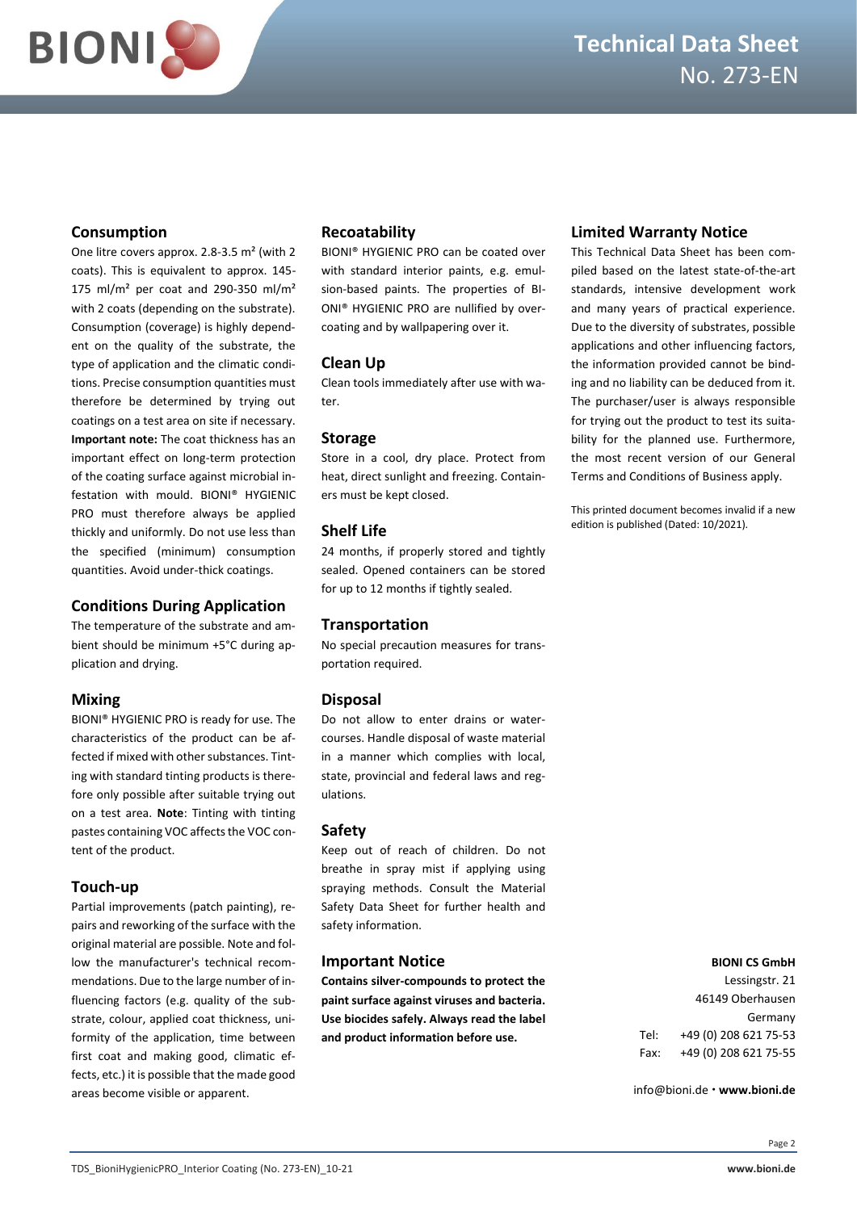## Consumption

One litre covers approx. 2.8-3.5 m² (with 2 coats). This is equivalent to approx. 145-175 ml/m² per coat and 290-350 ml/m² with 2 coats (depending on the substrate). Consumption (coverage) is highly dependent on the quality of the substrate, the type of application and the climatic conditions. Precise consumption quantities must therefore be determined by trying out coatings on a test area on site if necessary. **Important note:** The coat thickness has an important effect on long-term protection of the coating surface against microbial infestation with mould. BIONI® HYGIENIC PRO must therefore always be applied thickly and uniformly. Do not use less than the specified (minimum) consumption quantities. Avoid under-thick coatings.

## Conditions During Application

The temperature of the substrate and ambient should be minimum +5°C during application and drying.

## Mixing

BIONI® HYGIENIC PRO is ready for use. The characteristics of the product can be affected if mixed with other substances. Tinting with standard tinting products is therefore only possible after suitable trying out on a test area. **Note**: Tinting with tinting pastes containing VOC affects the VOC content of the product.

## Touch-up

Partial improvements (patch painting), repairs and reworking of the surface with the original material are possible. Note and follow the manufacturer's technical recommendations. Due to the large number of influencing factors (e.g. quality of the substrate, colour, applied coat thickness, uniformity of the application, time between first coat and making good, climatic effects, etc.) it is possible that the made good areas become visible or apparent.

## Recoatability

BIONI® HYGIENIC PRO can be coated over with standard interior paints, e.g. emulsion-based paints. The properties of BIONI® HYGIENIC PRO are nullified by overcoating and by wallpapering over it.

## Clean Up

Clean tools immediately after use with water.

## Storage

Store in a cool, dry place. Protect from heat, direct sunlight and freezing. Containers must be kept closed.

## Shelf Life

24 months, if properly stored and tightly sealed. Opened containers can be stored for up to 12 months if tightly sealed.

## Transportation

No special precaution measures for transportation required.

## Disposal

Do not allow to enter drains or watercourses. Handle disposal of waste material in a manner which complies with local, state, provincial and federal laws and regulations.

## Safety

Keep out of reach of children. Do not breathe in spray mist if applying using spraying methods. Consult the Material Safety Data Sheet for further health and safety information.

## Important Notice

**Contains silver-compounds to protect the paint surface against viruses and bacteria. Use biocides safely. Always read the label and product information before use.**

## Limited Warranty Notice

This Technical Data Sheet has been compiled based on the latest state-of-the-art standards, intensive development work and many years of practical experience. Due to the diversity of substrates, possible applications and other influencing factors, the information provided cannot be binding and no liability can be deduced from it. The purchaser/user is always responsible for trying out the product to test its suitability for the planned use. Furthermore, the most recent version of our General Terms and Conditions of Business apply.

This printed document becomes invalid if a new edition is published (Dated: 10/2021).

**BIONI CS GmbH**
Lessingstr. 21
46149 Oberhausen
Germany
Tel: +49 (0) 208 621 75-53
Fax: +49 (0) 208 621 75-55

info@bioni.de・**www.bioni.de**